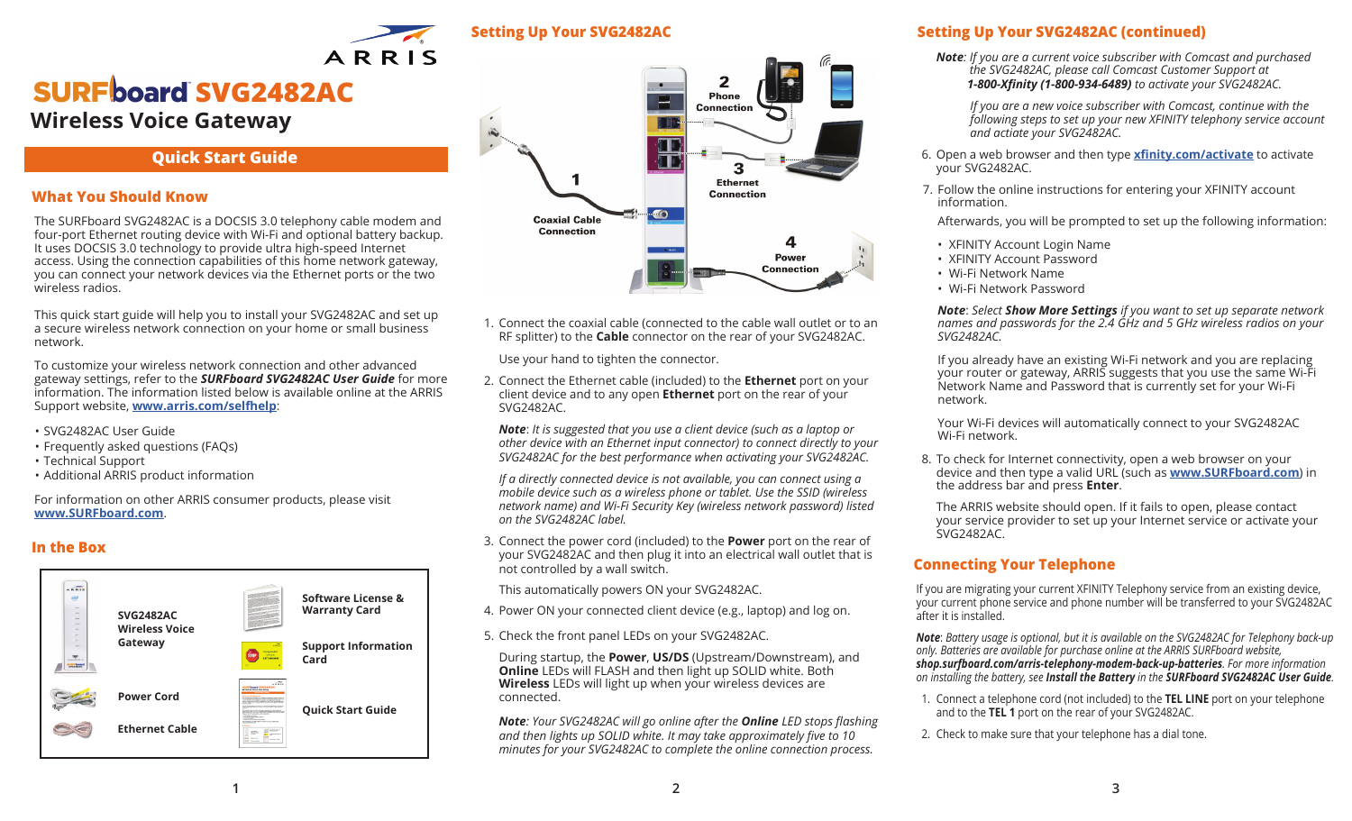ARRIS

# SURFboard SVG2482AC

## Wireless Voice Gateway

### Quick Start Guide

## What You Should Know

The SURFboard SVG2482AC is a DOCSIS 3.0 telephony cable modem and four-port Ethernet routing device with Wi-Fi and optional battery backup. It uses DOCSIS 3.0 technology to provide ultra high-speed Internet access. Using the connection capabilities of this home network gateway, you can connect your network devices via the Ethernet ports or the two wireless radios.

This quick start guide will help you to install your SVG2482AC and set up a secure wireless network connection on your home or small business network.

To customize your wireless network connection and other advanced gateway settings, refer to the ***SURFboard SVG2482AC User Guide*** for more information. The information listed below is available online at the ARRIS Support website, **www.arris.com/selfhelp**:

- SVG2482AC User Guide
- Frequently asked questions (FAQs)
- Technical Support
- Additional ARRIS product information

For information on other ARRIS consumer products, please visit **www.SURFboard.com**.

## In the Box

| | |
|---|---|
| **SVG2482AC Wireless Voice Gateway** | **Software License & Warranty Card** |
| | **Support Information Card** |
| **Power Cord** | **Quick Start Guide** |
| **Ethernet Cable** | |

## Setting Up Your SVG2482AC

1 Coaxial Cable Connection
2 Phone Connection
3 Ethernet Connection
4 Power Connection

1. Connect the coaxial cable (connected to the cable wall outlet or to an RF splitter) to the **Cable** connector on the rear of your SVG2482AC.

   Use your hand to tighten the connector.

2. Connect the Ethernet cable (included) to the **Ethernet** port on your client device and to any open **Ethernet** port on the rear of your SVG2482AC.

   ***Note***: *It is suggested that you use a client device (such as a laptop or other device with an Ethernet input connector) to connect directly to your SVG2482AC for the best performance when activating your SVG2482AC.*

   *If a directly connected device is not available, you can connect using a mobile device such as a wireless phone or tablet. Use the SSID (wireless network name) and Wi-Fi Security Key (wireless network password) listed on the SVG2482AC label.*

3. Connect the power cord (included) to the **Power** port on the rear of your SVG2482AC and then plug it into an electrical wall outlet that is not controlled by a wall switch.

   This automatically powers ON your SVG2482AC.

4. Power ON your connected client device (e.g., laptop) and log on.

5. Check the front panel LEDs on your SVG2482AC.

   During startup, the **Power**, **US/DS** (Upstream/Downstream), and **Online** LEDs will FLASH and then light up SOLID white. Both **Wireless** LEDs will light up when your wireless devices are connected.

   ***Note***: *Your SVG2482AC will go online after the* ***Online*** *LED stops flashing and then lights up SOLID white. It may take approximately five to 10 minutes for your SVG2482AC to complete the online connection process.*

## Setting Up Your SVG2482AC (continued)

***Note***: *If you are a current voice subscriber with Comcast and purchased the SVG2482AC, please call Comcast Customer Support at* ***1-800-Xfinity (1-800-934-6489)*** *to activate your SVG2482AC.*

*If you are a new voice subscriber with Comcast, continue with the following steps to set up your new XFINITY telephony service account and actiate your SVG2482AC.*

6. Open a web browser and then type **xfinity.com/activate** to activate your SVG2482AC.

7. Follow the online instructions for entering your XFINITY account information.

   Afterwards, you will be prompted to set up the following information:

   - XFINITY Account Login Name
   - XFINITY Account Password
   - Wi-Fi Network Name
   - Wi-Fi Network Password

   ***Note***: *Select* ***Show More Settings*** *if you want to set up separate network names and passwords for the 2.4 GHz and 5 GHz wireless radios on your SVG2482AC.*

   If you already have an existing Wi-Fi network and you are replacing your router or gateway, ARRIS suggests that you use the same Wi-Fi Network Name and Password that is currently set for your Wi-Fi network.

   Your Wi-Fi devices will automatically connect to your SVG2482AC Wi-Fi network.

8. To check for Internet connectivity, open a web browser on your device and then type a valid URL (such as **www.SURFboard.com**) in the address bar and press **Enter**.

   The ARRIS website should open. If it fails to open, please contact your service provider to set up your Internet service or activate your SVG2482AC.

## Connecting Your Telephone

If you are migrating your current XFINITY Telephony service from an existing device, your current phone service and phone number will be transferred to your SVG2482AC after it is installed.

***Note***: *Battery usage is optional, but it is available on the SVG2482AC for Telephony back-up only. Batteries are available for purchase online at the ARRIS SURFboard website,* ***shop.surfboard.com/arris-telephony-modem-back-up-batteries****. For more information on installing the battery, see* ***Install the Battery*** *in the* ***SURFboard SVG2482AC User Guide****.*

1. Connect a telephone cord (not included) to the **TEL LINE** port on your telephone and to the **TEL 1** port on the rear of your SVG2482AC.

2. Check to make sure that your telephone has a dial tone.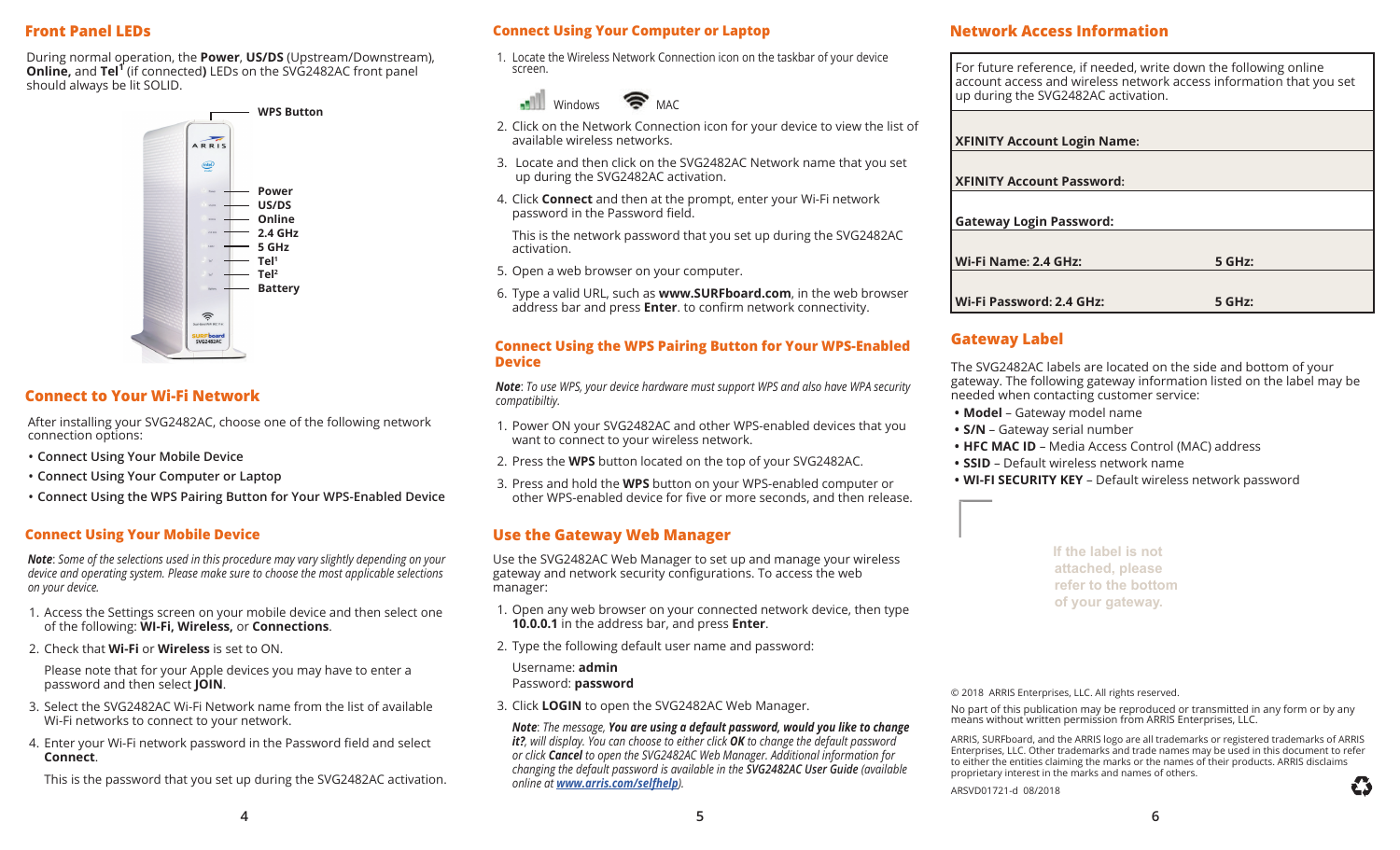## Front Panel LEDs

During normal operation, the **Power**, **US/DS** (Upstream/Downstream), **Online,** and **Tel**[1] (if connected**)** LEDs on the SVG2482AC front panel should always be lit SOLID.

WPS Button

Power
US/DS
Online
2.4 GHz
5 GHz
Tel[1]
Tel[2]
Battery

## Connect to Your Wi-Fi Network

After installing your SVG2482AC, choose one of the following network connection options:

- **Connect Using Your Mobile Device**
- **Connect Using Your Computer or Laptop**
- **Connect Using the WPS Pairing Button for Your WPS-Enabled Device**

## Connect Using Your Mobile Device

***Note***: *Some of the selections used in this procedure may vary slightly depending on your device and operating system. Please make sure to choose the most applicable selections on your device.*

1. Access the Settings screen on your mobile device and then select one of the following: **WI-Fi, Wireless,** or **Connections**.
2. Check that **Wi-Fi** or **Wireless** is set to ON.

   Please note that for your Apple devices you may have to enter a password and then select **JOIN**.
3. Select the SVG2482AC Wi-Fi Network name from the list of available Wi-Fi networks to connect to your network.
4. Enter your Wi-Fi network password in the Password field and select **Connect**.

   This is the password that you set up during the SVG2482AC activation.

## Connect Using Your Computer or Laptop

1. Locate the Wireless Network Connection icon on the taskbar of your device screen.

   Windows   MAC
2. Click on the Network Connection icon for your device to view the list of available wireless networks.
3. Locate and then click on the SVG2482AC Network name that you set up during the SVG2482AC activation.
4. Click **Connect** and then at the prompt, enter your Wi-Fi network password in the Password field.

   This is the network password that you set up during the SVG2482AC activation.
5. Open a web browser on your computer.
6. Type a valid URL, such as **www.SURFboard.com**, in the web browser address bar and press **Enter**. to confirm network connectivity.

## Connect Using the WPS Pairing Button for Your WPS-Enabled Device

***Note***: *To use WPS, your device hardware must support WPS and also have WPA security compatibiltiy.*

1. Power ON your SVG2482AC and other WPS-enabled devices that you want to connect to your wireless network.
2. Press the **WPS** button located on the top of your SVG2482AC.
3. Press and hold the **WPS** button on your WPS-enabled computer or other WPS-enabled device for five or more seconds, and then release.

## Use the Gateway Web Manager

Use the SVG2482AC Web Manager to set up and manage your wireless gateway and network security configurations. To access the web manager:

1. Open any web browser on your connected network device, then type **10.0.0.1** in the address bar, and press **Enter**.
2. Type the following default user name and password:

   Username: **admin**
   Password: **password**
3. Click **LOGIN** to open the SVG2482AC Web Manager.

   ***Note***: *The message,* ***You are using a default password, would you like to change it?****, will display. You can choose to either click* ***OK*** *to change the default password or click* ***Cancel*** *to open the SVG2482AC Web Manager. Additional information for changing the default password is available in the* ***SVG2482AC User Guide*** *(available online at* ***www.arris.com/selfhelp****).*

## Network Access Information

| |
|---|
| For future reference, if needed, write down the following online account access and wireless network access information that you set up during the SVG2482AC activation. |
| **XFINITY Account Login Name:** |
| **XFINITY Account Password:** |
| **Gateway Login Password:** |
| **Wi-Fi Name: 2.4 GHz:** **5 GHz:** |
| **Wi-Fi Password: 2.4 GHz:** **5 GHz:** |

## Gateway Label

The SVG2482AC labels are located on the side and bottom of your gateway. The following gateway information listed on the label may be needed when contacting customer service:

- **Model** – Gateway model name
- **S/N** – Gateway serial number
- **HFC MAC ID** – Media Access Control (MAC) address
- **SSID** – Default wireless network name
- **WI-FI SECURITY KEY** – Default wireless network password

If the label is not attached, please refer to the bottom of your gateway.

© 2018 ARRIS Enterprises, LLC. All rights reserved.

No part of this publication may be reproduced or transmitted in any form or by any means without written permission from ARRIS Enterprises, LLC.

ARRIS, SURFboard, and the ARRIS logo are all trademarks or registered trademarks of ARRIS Enterprises, LLC. Other trademarks and trade names may be used in this document to refer to either the entities claiming the marks or the names of their products. ARRIS disclaims proprietary interest in the marks and names of others.

ARSVD01721-d 08/2018